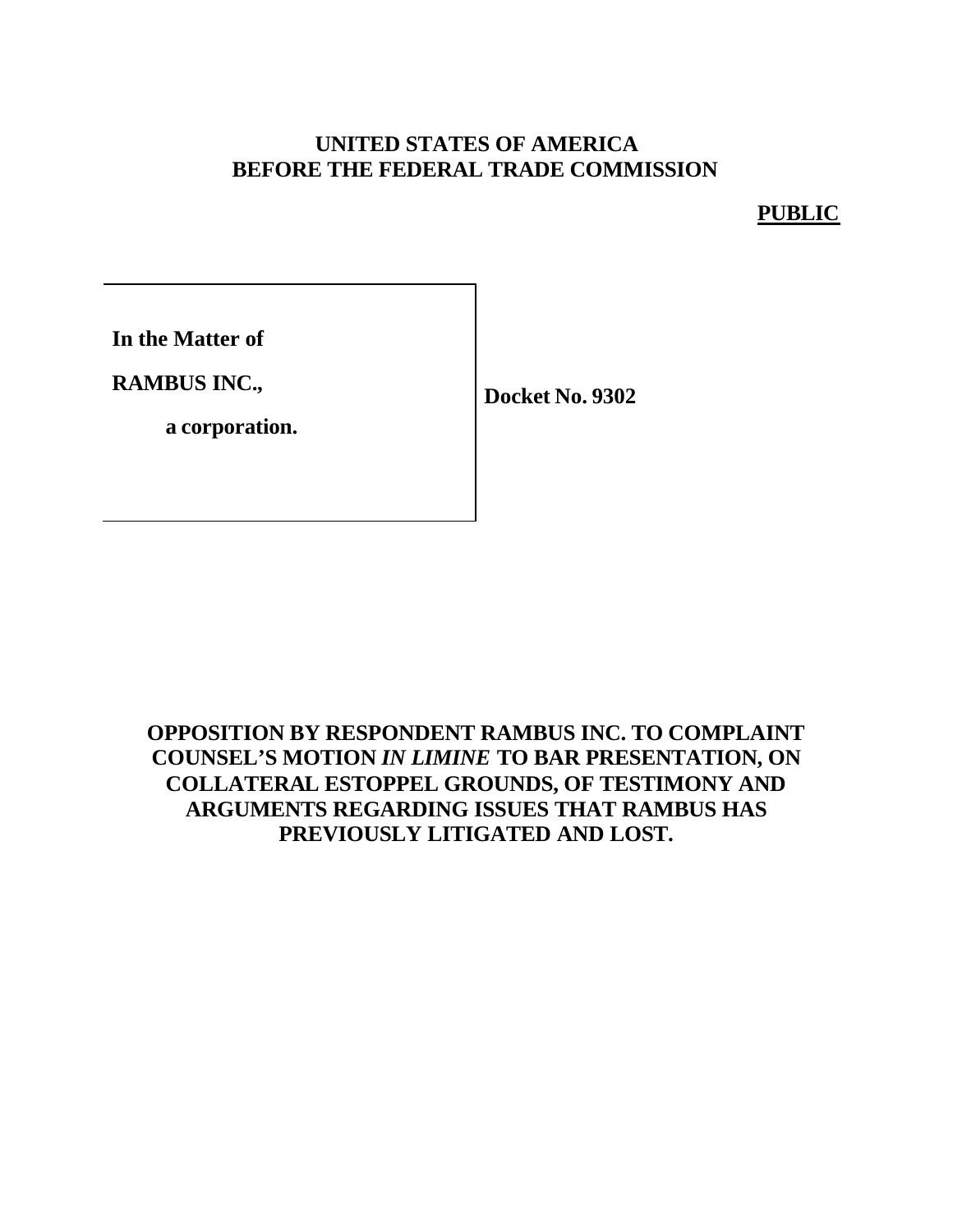**UNITED STATES OF AMERICA**
**BEFORE THE FEDERAL TRADE COMMISSION**

**PUBLIC**

| | |
|---|---|
| **In the Matter of**<br><br>**RAMBUS INC.,**<br><br>**a corporation.** | **Docket No. 9302** |

**OPPOSITION BY RESPONDENT RAMBUS INC. TO COMPLAINT COUNSEL'S MOTION *IN LIMINE* TO BAR PRESENTATION, ON COLLATERAL ESTOPPEL GROUNDS, OF TESTIMONY AND ARGUMENTS REGARDING ISSUES THAT RAMBUS HAS PREVIOUSLY LITIGATED AND LOST.**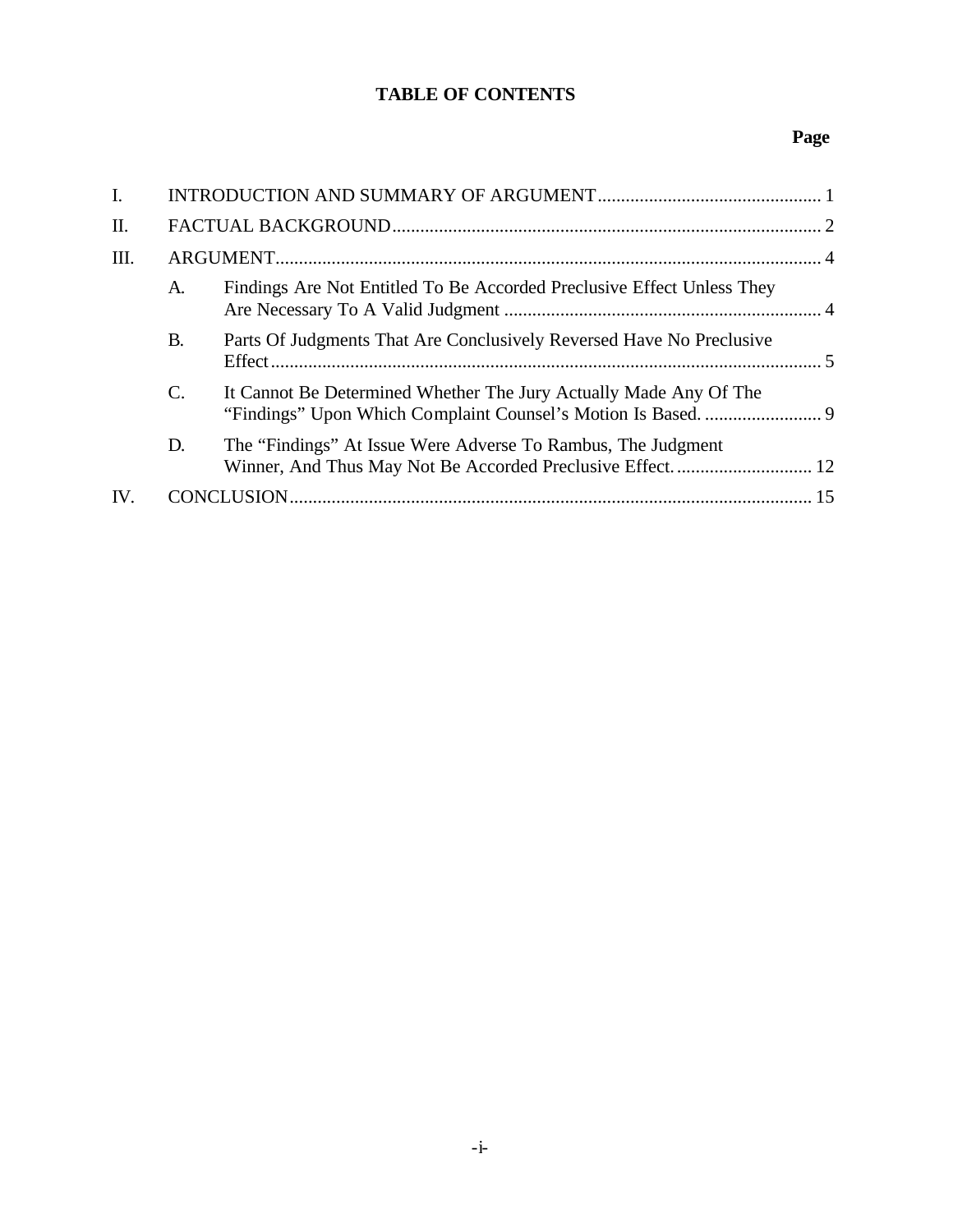# TABLE OF CONTENTS

| | | | Page |
|---|---|---|---|
| I. | INTRODUCTION AND SUMMARY OF ARGUMENT | | 1 |
| II. | FACTUAL BACKGROUND | | 2 |
| III. | ARGUMENT | | 4 |
| | A. | Findings Are Not Entitled To Be Accorded Preclusive Effect Unless They Are Necessary To A Valid Judgment | 4 |
| | B. | Parts Of Judgments That Are Conclusively Reversed Have No Preclusive Effect | 5 |
| | C. | It Cannot Be Determined Whether The Jury Actually Made Any Of The "Findings" Upon Which Complaint Counsel's Motion Is Based. | 9 |
| | D. | The "Findings" At Issue Were Adverse To Rambus, The Judgment Winner, And Thus May Not Be Accorded Preclusive Effect. | 12 |
| IV. | CONCLUSION | | 15 |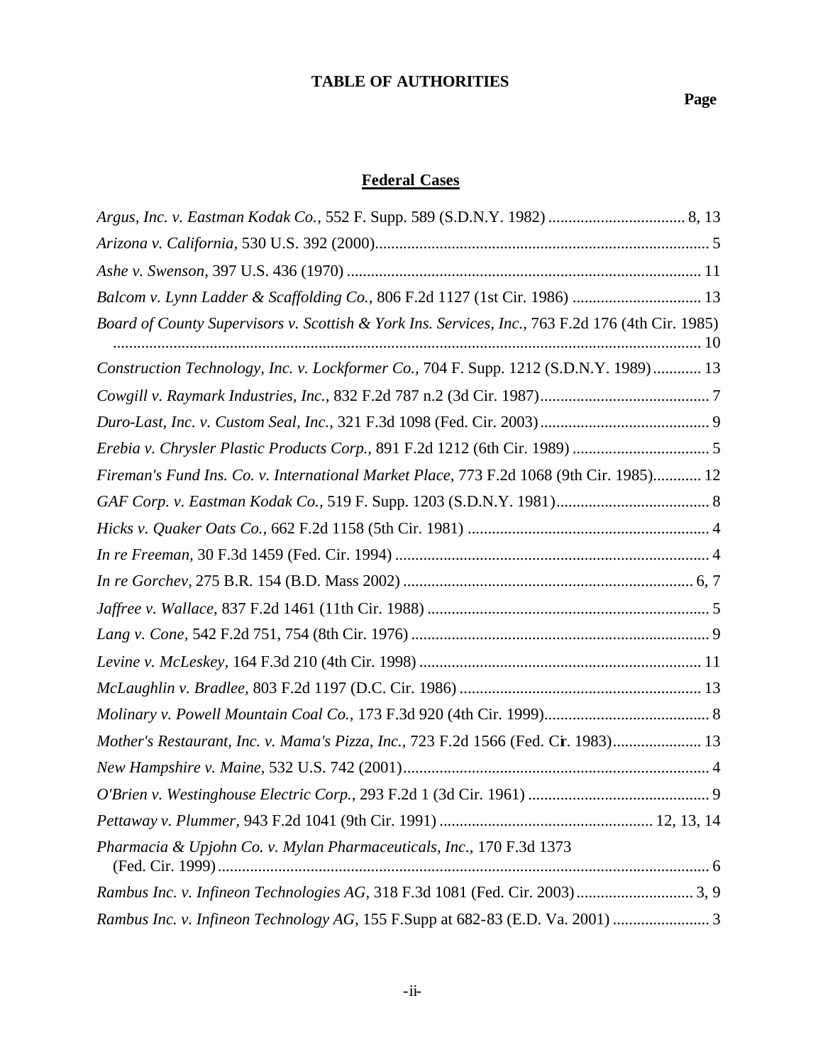# TABLE OF AUTHORITIES

**Page**

## Federal Cases

*Argus, Inc. v. Eastman Kodak Co.*, 552 F. Supp. 589 (S.D.N.Y. 1982) .................................. 8, 13

*Arizona v. California*, 530 U.S. 392 (2000)................................................................................... 5

*Ashe v. Swenson*, 397 U.S. 436 (1970) ........................................................................................ 11

*Balcom v. Lynn Ladder & Scaffolding Co.*, 806 F.2d 1127 (1st Cir. 1986) ................................ 13

*Board of County Supervisors v. Scottish & York Ins. Services, Inc.*, 763 F.2d 176 (4th Cir. 1985) .................................................................................................................................... 10

*Construction Technology, Inc. v. Lockformer Co.*, 704 F. Supp. 1212 (S.D.N.Y. 1989)............ 13

*Cowgill v. Raymark Industries, Inc.*, 832 F.2d 787 n.2 (3d Cir. 1987).......................................... 7

*Duro-Last, Inc. v. Custom Seal, Inc.*, 321 F.3d 1098 (Fed. Cir. 2003).......................................... 9

*Erebia v. Chrysler Plastic Products Corp.*, 891 F.2d 1212 (6th Cir. 1989) .................................. 5

*Fireman's Fund Ins. Co. v. International Market Place*, 773 F.2d 1068 (9th Cir. 1985)............ 12

*GAF Corp. v. Eastman Kodak Co.*, 519 F. Supp. 1203 (S.D.N.Y. 1981)...................................... 8

*Hicks v. Quaker Oats Co.*, 662 F.2d 1158 (5th Cir. 1981) ............................................................ 4

*In re Freeman*, 30 F.3d 1459 (Fed. Cir. 1994) .............................................................................. 4

*In re Gorchev*, 275 B.R. 154 (B.D. Mass 2002) ........................................................................ 6, 7

*Jaffree v. Wallace*, 837 F.2d 1461 (11th Cir. 1988) ...................................................................... 5

*Lang v. Cone*, 542 F.2d 751, 754 (8th Cir. 1976) .......................................................................... 9

*Levine v. McLeskey*, 164 F.3d 210 (4th Cir. 1998) ...................................................................... 11

*McLaughlin v. Bradlee*, 803 F.2d 1197 (D.C. Cir. 1986) ............................................................ 13

*Molinary v. Powell Mountain Coal Co.*, 173 F.3d 920 (4th Cir. 1999).......................................... 8

*Mother's Restaurant, Inc. v. Mama's Pizza, Inc.*, 723 F.2d 1566 (Fed. Cir. 1983)...................... 13

*New Hampshire v. Maine*, 532 U.S. 742 (2001)............................................................................ 4

*O'Brien v. Westinghouse Electric Corp.*, 293 F.2d 1 (3d Cir. 1961) ............................................. 9

*Pettaway v. Plummer*, 943 F.2d 1041 (9th Cir. 1991) ..................................................... 12, 13, 14

*Pharmacia & Upjohn Co. v. Mylan Pharmaceuticals, Inc.*, 170 F.3d 1373 (Fed. Cir. 1999).......................................................................................................................... 6

*Rambus Inc. v. Infineon Technologies AG*, 318 F.3d 1081 (Fed. Cir. 2003)............................. 3, 9

*Rambus Inc. v. Infineon Technology AG*, 155 F.Supp at 682-83 (E.D. Va. 2001) ........................ 3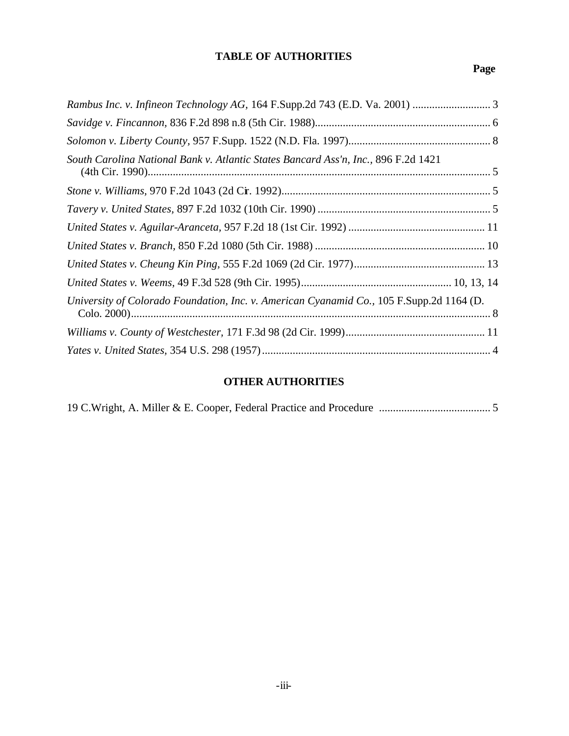## TABLE OF AUTHORITIES

**Page**

*Rambus Inc. v. Infineon Technology AG*, 164 F.Supp.2d 743 (E.D. Va. 2001) ............................ 3

*Savidge v. Fincannon*, 836 F.2d 898 n.8 (5th Cir. 1988)............................................................... 6

*Solomon v. Liberty County*, 957 F.Supp. 1522 (N.D. Fla. 1997)................................................... 8

*South Carolina National Bank v. Atlantic States Bancard Ass'n, Inc.*, 896 F.2d 1421 (4th Cir. 1990)........................................................................................................................... 5

*Stone v. Williams*, 970 F.2d 1043 (2d Cir. 1992)........................................................................... 5

*Tavery v. United States*, 897 F.2d 1032 (10th Cir. 1990) .............................................................. 5

*United States v. Aguilar-Aranceta*, 957 F.2d 18 (1st Cir. 1992) ................................................. 11

*United States v. Branch*, 850 F.2d 1080 (5th Cir. 1988) ............................................................. 10

*United States v. Cheung Kin Ping*, 555 F.2d 1069 (2d Cir. 1977)............................................... 13

*United States v. Weems*, 49 F.3d 528 (9th Cir. 1995)...................................................... 10, 13, 14

*University of Colorado Foundation, Inc. v. American Cyanamid Co.*, 105 F.Supp.2d 1164 (D. Colo. 2000)................................................................................................................................. 8

*Williams v. County of Westchester*, 171 F.3d 98 (2d Cir. 1999).................................................. 11

*Yates v. United States*, 354 U.S. 298 (1957).................................................................................. 4

## OTHER AUTHORITIES

19 C.Wright, A. Miller & E. Cooper, Federal Practice and Procedure ........................................ 5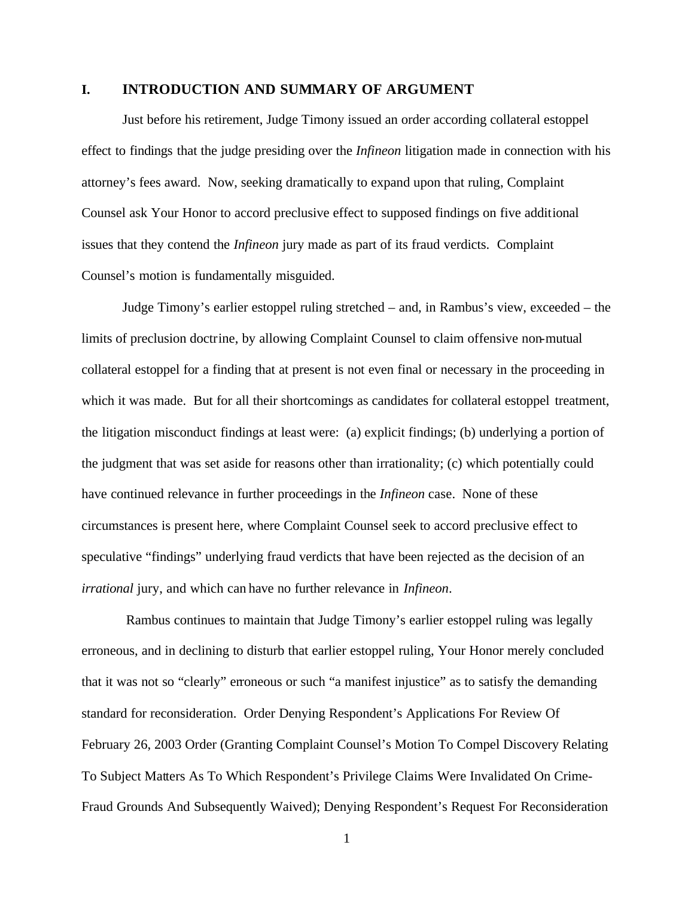## I. INTRODUCTION AND SUMMARY OF ARGUMENT

Just before his retirement, Judge Timony issued an order according collateral estoppel effect to findings that the judge presiding over the *Infineon* litigation made in connection with his attorney's fees award. Now, seeking dramatically to expand upon that ruling, Complaint Counsel ask Your Honor to accord preclusive effect to supposed findings on five additional issues that they contend the *Infineon* jury made as part of its fraud verdicts. Complaint Counsel's motion is fundamentally misguided.

Judge Timony's earlier estoppel ruling stretched – and, in Rambus's view, exceeded – the limits of preclusion doctrine, by allowing Complaint Counsel to claim offensive non-mutual collateral estoppel for a finding that at present is not even final or necessary in the proceeding in which it was made. But for all their shortcomings as candidates for collateral estoppel treatment, the litigation misconduct findings at least were: (a) explicit findings; (b) underlying a portion of the judgment that was set aside for reasons other than irrationality; (c) which potentially could have continued relevance in further proceedings in the *Infineon* case. None of these circumstances is present here, where Complaint Counsel seek to accord preclusive effect to speculative "findings" underlying fraud verdicts that have been rejected as the decision of an *irrational* jury, and which can have no further relevance in *Infineon*.

Rambus continues to maintain that Judge Timony's earlier estoppel ruling was legally erroneous, and in declining to disturb that earlier estoppel ruling, Your Honor merely concluded that it was not so "clearly" erroneous or such "a manifest injustice" as to satisfy the demanding standard for reconsideration. Order Denying Respondent's Applications For Review Of February 26, 2003 Order (Granting Complaint Counsel's Motion To Compel Discovery Relating To Subject Matters As To Which Respondent's Privilege Claims Were Invalidated On Crime-Fraud Grounds And Subsequently Waived); Denying Respondent's Request For Reconsideration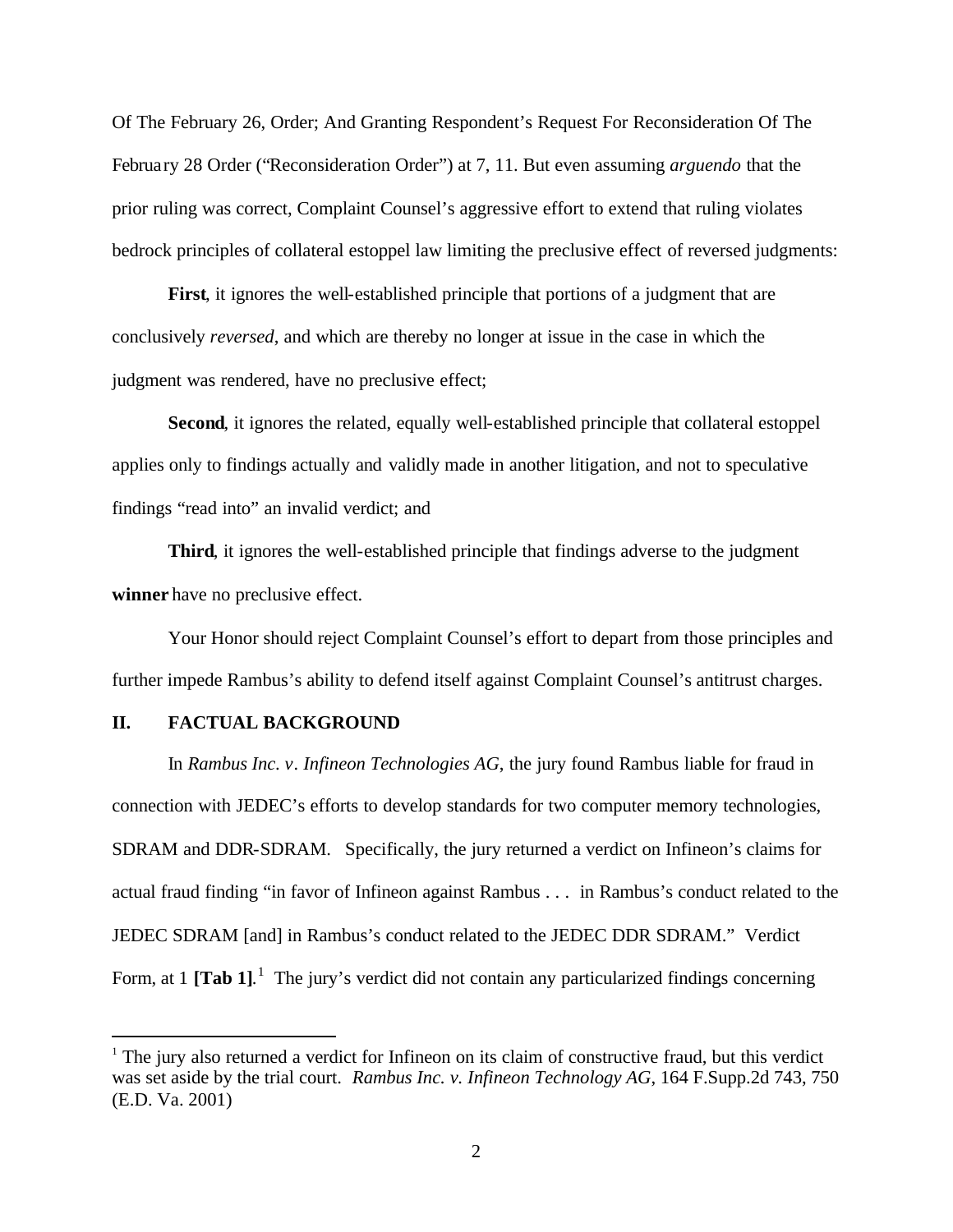Of The February 26, Order; And Granting Respondent's Request For Reconsideration Of The February 28 Order ("Reconsideration Order") at 7, 11. But even assuming *arguendo* that the prior ruling was correct, Complaint Counsel's aggressive effort to extend that ruling violates bedrock principles of collateral estoppel law limiting the preclusive effect of reversed judgments:

**First**, it ignores the well-established principle that portions of a judgment that are conclusively *reversed*, and which are thereby no longer at issue in the case in which the judgment was rendered, have no preclusive effect;

**Second**, it ignores the related, equally well-established principle that collateral estoppel applies only to findings actually and validly made in another litigation, and not to speculative findings "read into" an invalid verdict; and

**Third**, it ignores the well-established principle that findings adverse to the judgment **winner** have no preclusive effect.

Your Honor should reject Complaint Counsel's effort to depart from those principles and further impede Rambus's ability to defend itself against Complaint Counsel's antitrust charges.

## II. FACTUAL BACKGROUND

In *Rambus Inc. v. Infineon Technologies AG*, the jury found Rambus liable for fraud in connection with JEDEC's efforts to develop standards for two computer memory technologies, SDRAM and DDR-SDRAM. Specifically, the jury returned a verdict on Infineon's claims for actual fraud finding "in favor of Infineon against Rambus . . . in Rambus's conduct related to the JEDEC SDRAM [and] in Rambus's conduct related to the JEDEC DDR SDRAM." Verdict Form, at 1 **[Tab 1]**.[1] The jury's verdict did not contain any particularized findings concerning

[1] The jury also returned a verdict for Infineon on its claim of constructive fraud, but this verdict was set aside by the trial court. *Rambus Inc. v. Infineon Technology AG*, 164 F.Supp.2d 743, 750 (E.D. Va. 2001)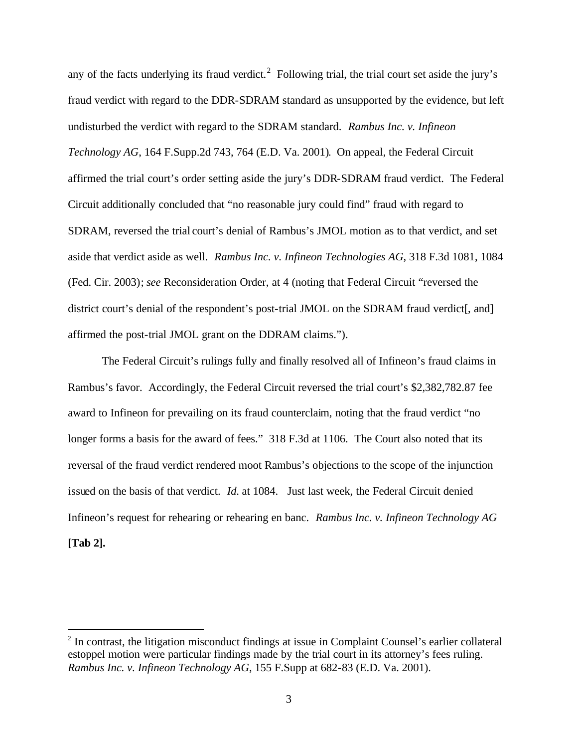any of the facts underlying its fraud verdict.[2] Following trial, the trial court set aside the jury's fraud verdict with regard to the DDR-SDRAM standard as unsupported by the evidence, but left undisturbed the verdict with regard to the SDRAM standard. *Rambus Inc. v. Infineon Technology AG*, 164 F.Supp.2d 743, 764 (E.D. Va. 2001). On appeal, the Federal Circuit affirmed the trial court's order setting aside the jury's DDR-SDRAM fraud verdict. The Federal Circuit additionally concluded that "no reasonable jury could find" fraud with regard to SDRAM, reversed the trial court's denial of Rambus's JMOL motion as to that verdict, and set aside that verdict aside as well. *Rambus Inc. v. Infineon Technologies AG*, 318 F.3d 1081, 1084 (Fed. Cir. 2003); *see* Reconsideration Order, at 4 (noting that Federal Circuit "reversed the district court's denial of the respondent's post-trial JMOL on the SDRAM fraud verdict[, and] affirmed the post-trial JMOL grant on the DDRAM claims.").

The Federal Circuit's rulings fully and finally resolved all of Infineon's fraud claims in Rambus's favor. Accordingly, the Federal Circuit reversed the trial court's $2,382,782.87 fee award to Infineon for prevailing on its fraud counterclaim, noting that the fraud verdict "no longer forms a basis for the award of fees." 318 F.3d at 1106. The Court also noted that its reversal of the fraud verdict rendered moot Rambus's objections to the scope of the injunction issued on the basis of that verdict. *Id.* at 1084. Just last week, the Federal Circuit denied Infineon's request for rehearing or rehearing en banc. *Rambus Inc. v. Infineon Technology AG* **[Tab 2].**

---

[2] In contrast, the litigation misconduct findings at issue in Complaint Counsel's earlier collateral estoppel motion were particular findings made by the trial court in its attorney's fees ruling. *Rambus Inc. v. Infineon Technology AG*, 155 F.Supp at 682-83 (E.D. Va. 2001).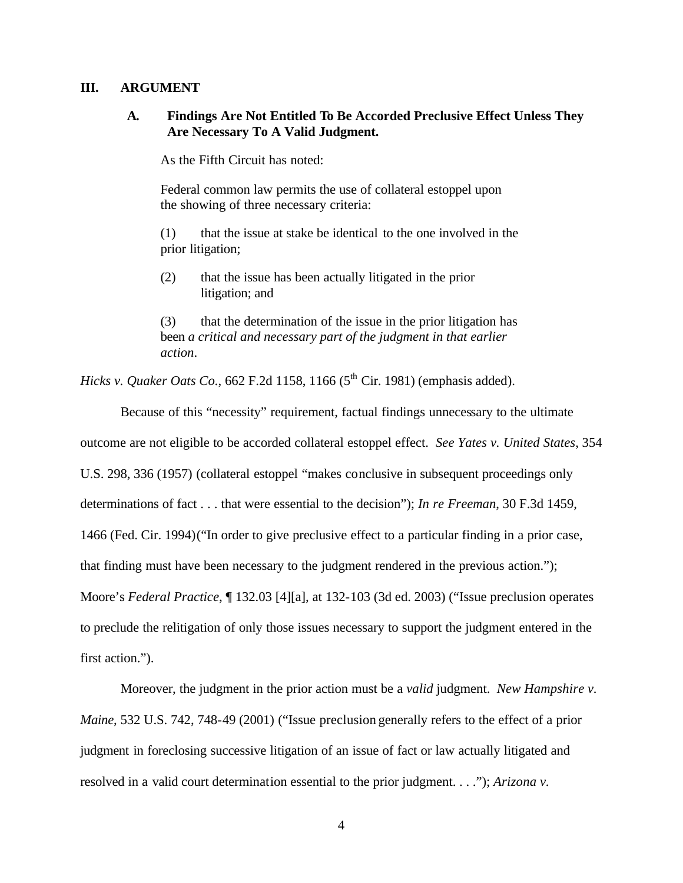## III. ARGUMENT

### A. Findings Are Not Entitled To Be Accorded Preclusive Effect Unless They Are Necessary To A Valid Judgment.

As the Fifth Circuit has noted:

> Federal common law permits the use of collateral estoppel upon the showing of three necessary criteria:
>
> (1) that the issue at stake be identical to the one involved in the prior litigation;
>
> (2) that the issue has been actually litigated in the prior litigation; and
>
> (3) that the determination of the issue in the prior litigation has been *a critical and necessary part of the judgment in that earlier action*.

*Hicks v. Quaker Oats Co.*, 662 F.2d 1158, 1166 (5th Cir. 1981) (emphasis added).

Because of this "necessity" requirement, factual findings unnecessary to the ultimate outcome are not eligible to be accorded collateral estoppel effect. *See Yates v. United States*, 354 U.S. 298, 336 (1957) (collateral estoppel "makes conclusive in subsequent proceedings only determinations of fact . . . that were essential to the decision"); *In re Freeman*, 30 F.3d 1459, 1466 (Fed. Cir. 1994)("In order to give preclusive effect to a particular finding in a prior case, that finding must have been necessary to the judgment rendered in the previous action."); Moore's *Federal Practice*, ¶ 132.03 [4][a], at 132-103 (3d ed. 2003) ("Issue preclusion operates to preclude the relitigation of only those issues necessary to support the judgment entered in the first action.").

Moreover, the judgment in the prior action must be a *valid* judgment. *New Hampshire v. Maine*, 532 U.S. 742, 748-49 (2001) ("Issue preclusion generally refers to the effect of a prior judgment in foreclosing successive litigation of an issue of fact or law actually litigated and resolved in a valid court determination essential to the prior judgment. . . ."); *Arizona v.*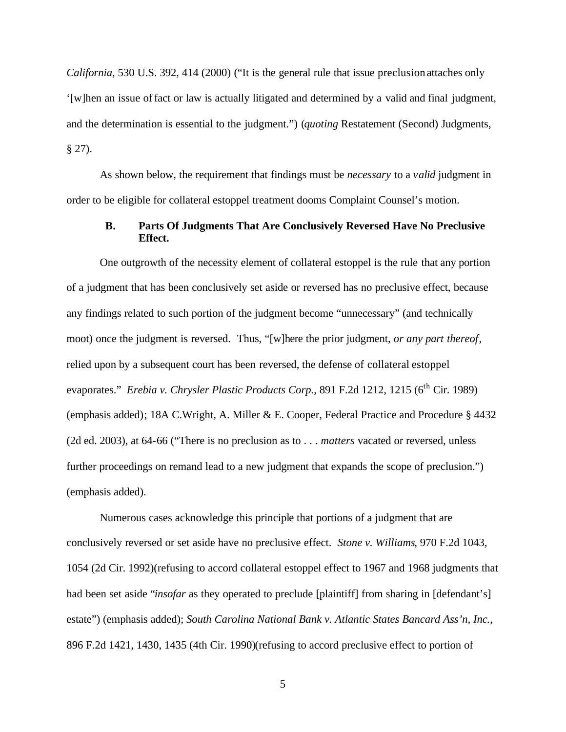*California*, 530 U.S. 392, 414 (2000) ("It is the general rule that issue preclusion attaches only '[w]hen an issue of fact or law is actually litigated and determined by a valid and final judgment, and the determination is essential to the judgment.") (*quoting* Restatement (Second) Judgments, § 27).

As shown below, the requirement that findings must be *necessary* to a *valid* judgment in order to be eligible for collateral estoppel treatment dooms Complaint Counsel's motion.

**B. Parts Of Judgments That Are Conclusively Reversed Have No Preclusive Effect.**

One outgrowth of the necessity element of collateral estoppel is the rule that any portion of a judgment that has been conclusively set aside or reversed has no preclusive effect, because any findings related to such portion of the judgment become "unnecessary" (and technically moot) once the judgment is reversed. Thus, "[w]here the prior judgment, *or any part thereof*, relied upon by a subsequent court has been reversed, the defense of collateral estoppel evaporates." *Erebia v. Chrysler Plastic Products Corp.*, 891 F.2d 1212, 1215 (6th Cir. 1989) (emphasis added); 18A C.Wright, A. Miller & E. Cooper, Federal Practice and Procedure § 4432 (2d ed. 2003), at 64-66 ("There is no preclusion as to . . . *matters* vacated or reversed, unless further proceedings on remand lead to a new judgment that expands the scope of preclusion.") (emphasis added).

Numerous cases acknowledge this principle that portions of a judgment that are conclusively reversed or set aside have no preclusive effect. *Stone v. Williams*, 970 F.2d 1043, 1054 (2d Cir. 1992)(refusing to accord collateral estoppel effect to 1967 and 1968 judgments that had been set aside "*insofar* as they operated to preclude [plaintiff] from sharing in [defendant's] estate") (emphasis added); *South Carolina National Bank v. Atlantic States Bancard Ass'n, Inc.*, 896 F.2d 1421, 1430, 1435 (4th Cir. 1990)(refusing to accord preclusive effect to portion of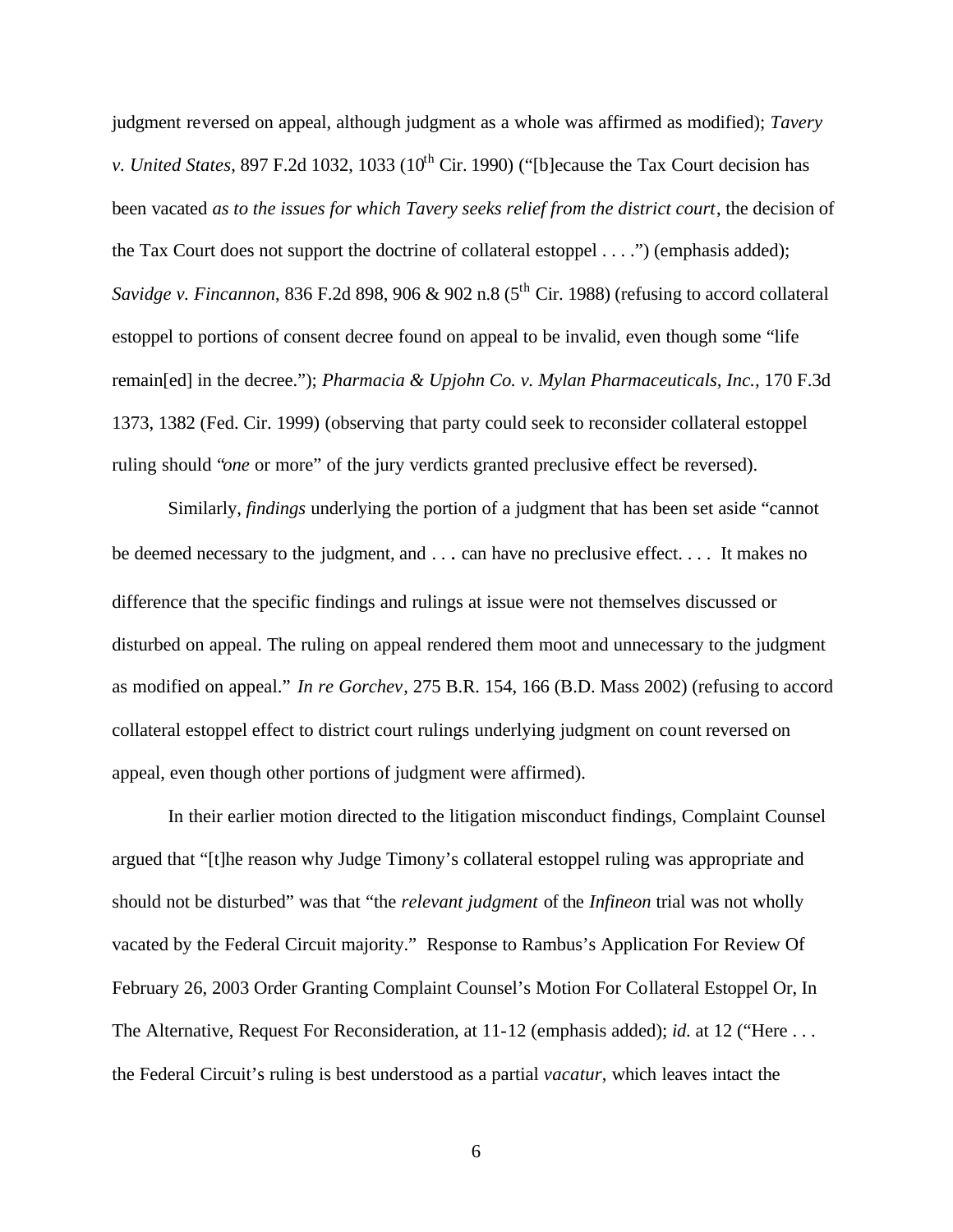judgment reversed on appeal, although judgment as a whole was affirmed as modified); *Tavery v. United States*, 897 F.2d 1032, 1033 (10th Cir. 1990) ("[b]ecause the Tax Court decision has been vacated *as to the issues for which Tavery seeks relief from the district court*, the decision of the Tax Court does not support the doctrine of collateral estoppel . . . .") (emphasis added); *Savidge v. Fincannon*, 836 F.2d 898, 906 & 902 n.8 (5th Cir. 1988) (refusing to accord collateral estoppel to portions of consent decree found on appeal to be invalid, even though some "life remain[ed] in the decree."); *Pharmacia & Upjohn Co. v. Mylan Pharmaceuticals, Inc.*, 170 F.3d 1373, 1382 (Fed. Cir. 1999) (observing that party could seek to reconsider collateral estoppel ruling should "*one* or more" of the jury verdicts granted preclusive effect be reversed).

Similarly, *findings* underlying the portion of a judgment that has been set aside "cannot be deemed necessary to the judgment, and . . . can have no preclusive effect. . . . It makes no difference that the specific findings and rulings at issue were not themselves discussed or disturbed on appeal. The ruling on appeal rendered them moot and unnecessary to the judgment as modified on appeal." *In re Gorchev*, 275 B.R. 154, 166 (B.D. Mass 2002) (refusing to accord collateral estoppel effect to district court rulings underlying judgment on count reversed on appeal, even though other portions of judgment were affirmed).

In their earlier motion directed to the litigation misconduct findings, Complaint Counsel argued that "[t]he reason why Judge Timony's collateral estoppel ruling was appropriate and should not be disturbed" was that "the *relevant judgment* of the *Infineon* trial was not wholly vacated by the Federal Circuit majority." Response to Rambus's Application For Review Of February 26, 2003 Order Granting Complaint Counsel's Motion For Collateral Estoppel Or, In The Alternative, Request For Reconsideration, at 11-12 (emphasis added); *id.* at 12 ("Here . . . the Federal Circuit's ruling is best understood as a partial *vacatur*, which leaves intact the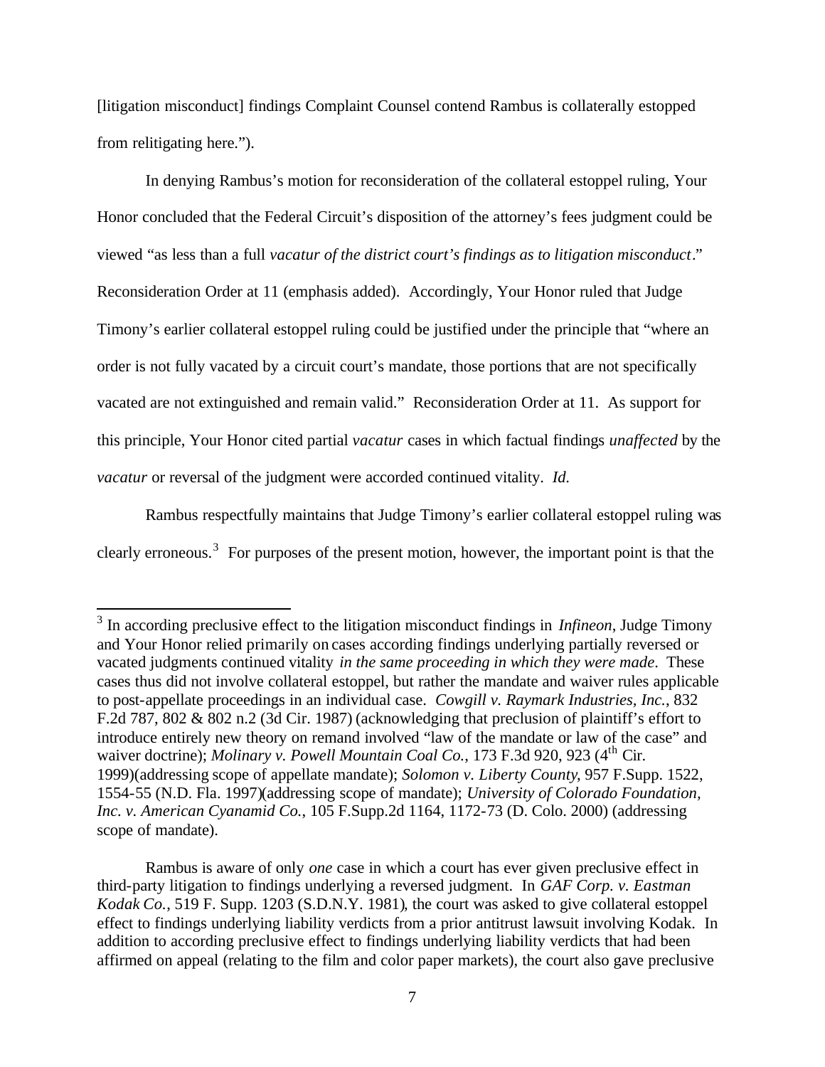[litigation misconduct] findings Complaint Counsel contend Rambus is collaterally estopped from relitigating here.").

In denying Rambus's motion for reconsideration of the collateral estoppel ruling, Your Honor concluded that the Federal Circuit's disposition of the attorney's fees judgment could be viewed "as less than a full *vacatur of the district court's findings as to litigation misconduct*." Reconsideration Order at 11 (emphasis added). Accordingly, Your Honor ruled that Judge Timony's earlier collateral estoppel ruling could be justified under the principle that "where an order is not fully vacated by a circuit court's mandate, those portions that are not specifically vacated are not extinguished and remain valid." Reconsideration Order at 11. As support for this principle, Your Honor cited partial *vacatur* cases in which factual findings *unaffected* by the *vacatur* or reversal of the judgment were accorded continued vitality. *Id.*

Rambus respectfully maintains that Judge Timony's earlier collateral estoppel ruling was clearly erroneous.[3] For purposes of the present motion, however, the important point is that the

---

[3] In according preclusive effect to the litigation misconduct findings in *Infineon*, Judge Timony and Your Honor relied primarily on cases according findings underlying partially reversed or vacated judgments continued vitality *in the same proceeding in which they were made*. These cases thus did not involve collateral estoppel, but rather the mandate and waiver rules applicable to post-appellate proceedings in an individual case. *Cowgill v. Raymark Industries, Inc.*, 832 F.2d 787, 802 & 802 n.2 (3d Cir. 1987) (acknowledging that preclusion of plaintiff's effort to introduce entirely new theory on remand involved "law of the mandate or law of the case" and waiver doctrine); *Molinary v. Powell Mountain Coal Co.*, 173 F.3d 920, 923 (4th Cir. 1999)(addressing scope of appellate mandate); *Solomon v. Liberty County*, 957 F.Supp. 1522, 1554-55 (N.D. Fla. 1997)(addressing scope of mandate); *University of Colorado Foundation, Inc. v. American Cyanamid Co.*, 105 F.Supp.2d 1164, 1172-73 (D. Colo. 2000) (addressing scope of mandate).

Rambus is aware of only *one* case in which a court has ever given preclusive effect in third-party litigation to findings underlying a reversed judgment. In *GAF Corp. v. Eastman Kodak Co.*, 519 F. Supp. 1203 (S.D.N.Y. 1981), the court was asked to give collateral estoppel effect to findings underlying liability verdicts from a prior antitrust lawsuit involving Kodak. In addition to according preclusive effect to findings underlying liability verdicts that had been affirmed on appeal (relating to the film and color paper markets), the court also gave preclusive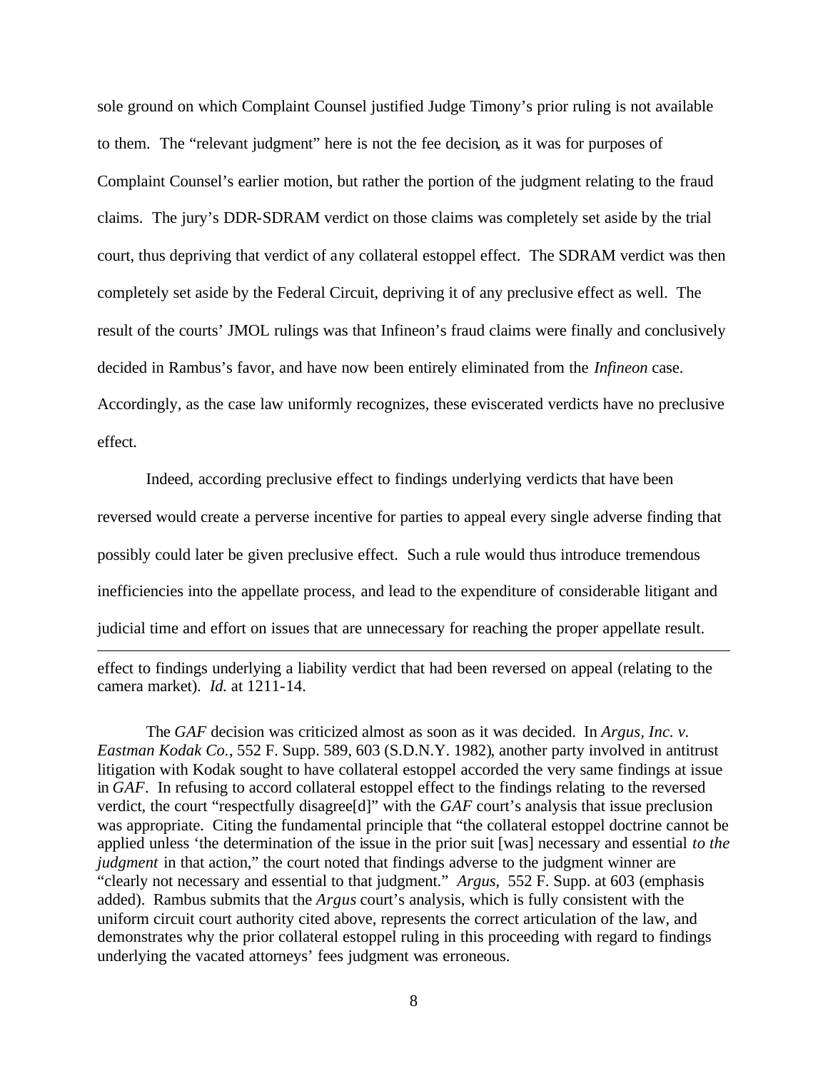sole ground on which Complaint Counsel justified Judge Timony's prior ruling is not available to them. The "relevant judgment" here is not the fee decision, as it was for purposes of Complaint Counsel's earlier motion, but rather the portion of the judgment relating to the fraud claims. The jury's DDR-SDRAM verdict on those claims was completely set aside by the trial court, thus depriving that verdict of any collateral estoppel effect. The SDRAM verdict was then completely set aside by the Federal Circuit, depriving it of any preclusive effect as well. The result of the courts' JMOL rulings was that Infineon's fraud claims were finally and conclusively decided in Rambus's favor, and have now been entirely eliminated from the *Infineon* case. Accordingly, as the case law uniformly recognizes, these eviscerated verdicts have no preclusive effect.

Indeed, according preclusive effect to findings underlying verdicts that have been reversed would create a perverse incentive for parties to appeal every single adverse finding that possibly could later be given preclusive effect. Such a rule would thus introduce tremendous inefficiencies into the appellate process, and lead to the expenditure of considerable litigant and judicial time and effort on issues that are unnecessary for reaching the proper appellate result.

---

effect to findings underlying a liability verdict that had been reversed on appeal (relating to the camera market). *Id.* at 1211-14.

The *GAF* decision was criticized almost as soon as it was decided. In *Argus, Inc. v. Eastman Kodak Co.*, 552 F. Supp. 589, 603 (S.D.N.Y. 1982), another party involved in antitrust litigation with Kodak sought to have collateral estoppel accorded the very same findings at issue in *GAF*. In refusing to accord collateral estoppel effect to the findings relating to the reversed verdict, the court "respectfully disagree[d]" with the *GAF* court's analysis that issue preclusion was appropriate. Citing the fundamental principle that "the collateral estoppel doctrine cannot be applied unless 'the determination of the issue in the prior suit [was] necessary and essential *to the judgment* in that action," the court noted that findings adverse to the judgment winner are "clearly not necessary and essential to that judgment." *Argus*, 552 F. Supp. at 603 (emphasis added). Rambus submits that the *Argus* court's analysis, which is fully consistent with the uniform circuit court authority cited above, represents the correct articulation of the law, and demonstrates why the prior collateral estoppel ruling in this proceeding with regard to findings underlying the vacated attorneys' fees judgment was erroneous.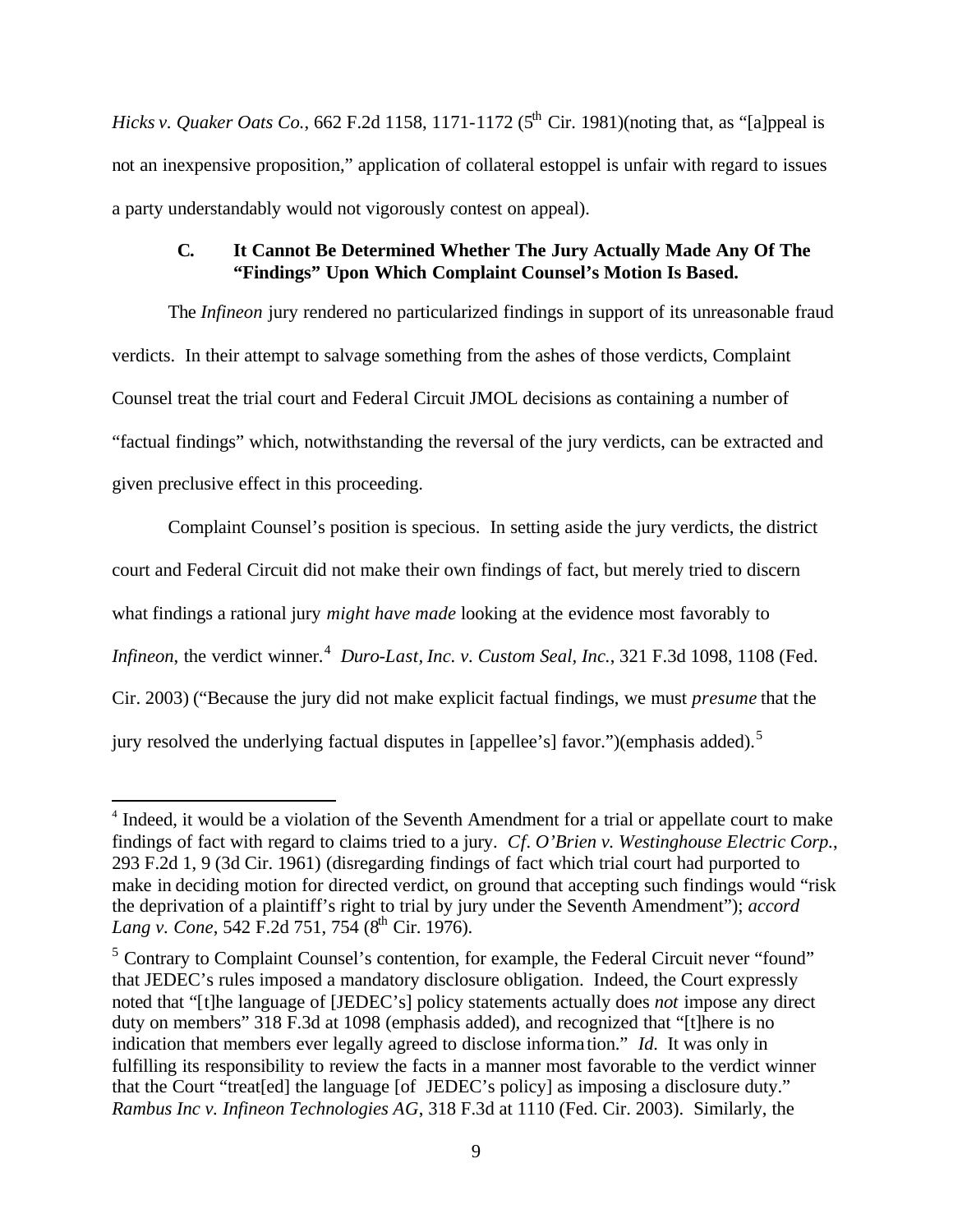*Hicks v. Quaker Oats Co.*, 662 F.2d 1158, 1171-1172 (5th Cir. 1981)(noting that, as "[a]ppeal is not an inexpensive proposition," application of collateral estoppel is unfair with regard to issues a party understandably would not vigorously contest on appeal).

### C. It Cannot Be Determined Whether The Jury Actually Made Any Of The "Findings" Upon Which Complaint Counsel's Motion Is Based.

The *Infineon* jury rendered no particularized findings in support of its unreasonable fraud verdicts. In their attempt to salvage something from the ashes of those verdicts, Complaint Counsel treat the trial court and Federal Circuit JMOL decisions as containing a number of "factual findings" which, notwithstanding the reversal of the jury verdicts, can be extracted and given preclusive effect in this proceeding.

Complaint Counsel's position is specious. In setting aside the jury verdicts, the district court and Federal Circuit did not make their own findings of fact, but merely tried to discern what findings a rational jury *might have made* looking at the evidence most favorably to *Infineon*, the verdict winner.[4] *Duro-Last, Inc. v. Custom Seal, Inc.*, 321 F.3d 1098, 1108 (Fed. Cir. 2003) ("Because the jury did not make explicit factual findings, we must *presume* that the jury resolved the underlying factual disputes in [appellee's] favor.")(emphasis added).[5]

---

[4] Indeed, it would be a violation of the Seventh Amendment for a trial or appellate court to make findings of fact with regard to claims tried to a jury. *Cf. O'Brien v. Westinghouse Electric Corp.*, 293 F.2d 1, 9 (3d Cir. 1961) (disregarding findings of fact which trial court had purported to make in deciding motion for directed verdict, on ground that accepting such findings would "risk the deprivation of a plaintiff's right to trial by jury under the Seventh Amendment"); *accord Lang v. Cone*, 542 F.2d 751, 754 (8th Cir. 1976).

[5] Contrary to Complaint Counsel's contention, for example, the Federal Circuit never "found" that JEDEC's rules imposed a mandatory disclosure obligation. Indeed, the Court expressly noted that "[t]he language of [JEDEC's] policy statements actually does *not* impose any direct duty on members" 318 F.3d at 1098 (emphasis added), and recognized that "[t]here is no indication that members ever legally agreed to disclose information." *Id.* It was only in fulfilling its responsibility to review the facts in a manner most favorable to the verdict winner that the Court "treat[ed] the language [of JEDEC's policy] as imposing a disclosure duty." *Rambus Inc v. Infineon Technologies AG*, 318 F.3d at 1110 (Fed. Cir. 2003). Similarly, the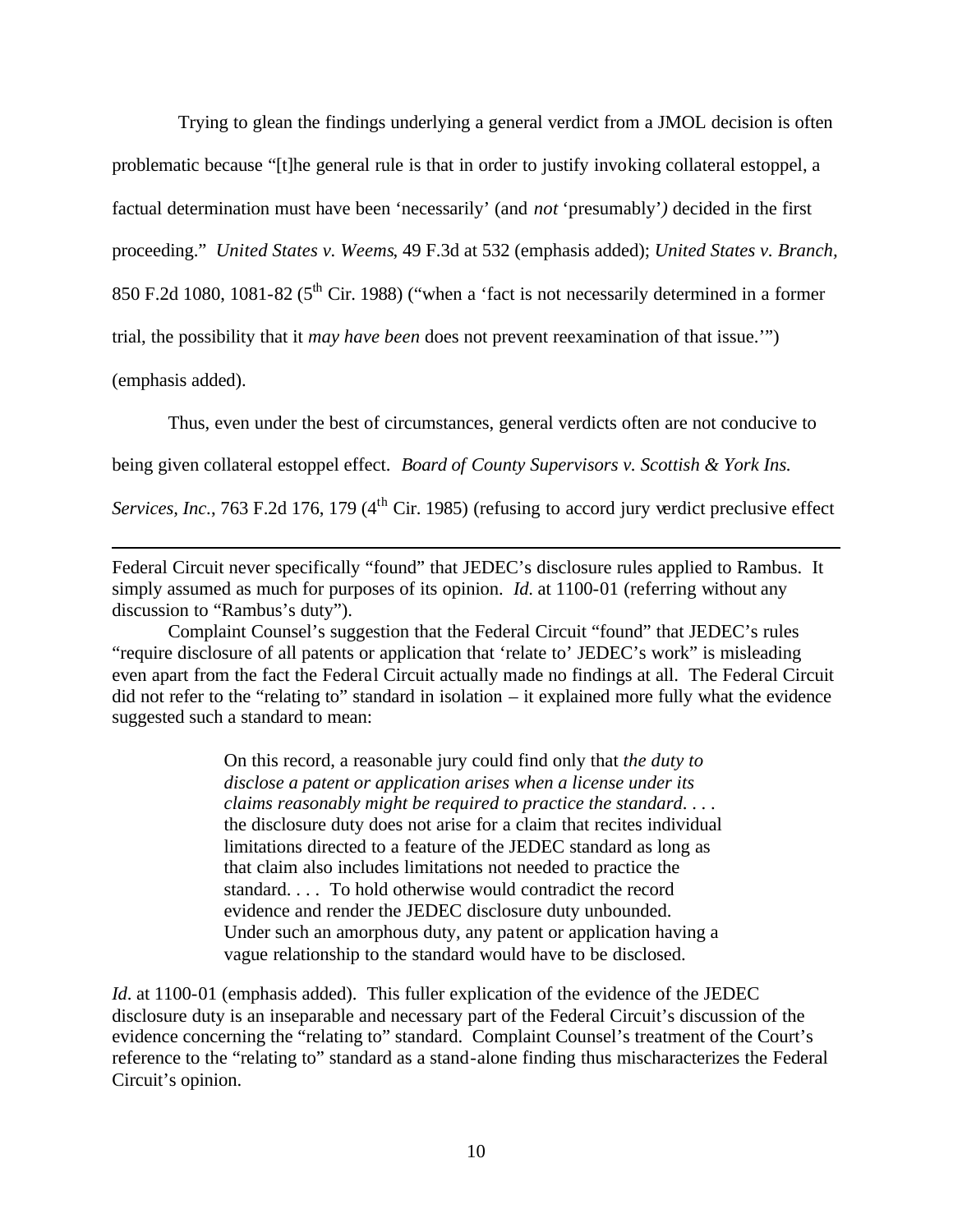Trying to glean the findings underlying a general verdict from a JMOL decision is often problematic because "[t]he general rule is that in order to justify invoking collateral estoppel, a factual determination must have been 'necessarily' (and *not* 'presumably'*)* decided in the first proceeding." *United States v. Weems*, 49 F.3d at 532 (emphasis added); *United States v. Branch*, 850 F.2d 1080, 1081-82 (5th Cir. 1988) ("when a 'fact is not necessarily determined in a former trial, the possibility that it *may have been* does not prevent reexamination of that issue.'") (emphasis added).

Thus, even under the best of circumstances, general verdicts often are not conducive to being given collateral estoppel effect. *Board of County Supervisors v. Scottish & York Ins. Services, Inc.*, 763 F.2d 176, 179 (4th Cir. 1985) (refusing to accord jury verdict preclusive effect

---

Federal Circuit never specifically "found" that JEDEC's disclosure rules applied to Rambus. It simply assumed as much for purposes of its opinion. *Id.* at 1100-01 (referring without any discussion to "Rambus's duty").

Complaint Counsel's suggestion that the Federal Circuit "found" that JEDEC's rules "require disclosure of all patents or application that 'relate to' JEDEC's work" is misleading even apart from the fact the Federal Circuit actually made no findings at all. The Federal Circuit did not refer to the "relating to" standard in isolation – it explained more fully what the evidence suggested such a standard to mean:

> On this record, a reasonable jury could find only that *the duty to disclose a patent or application arises when a license under its claims reasonably might be required to practice the standard*. . . . the disclosure duty does not arise for a claim that recites individual limitations directed to a feature of the JEDEC standard as long as that claim also includes limitations not needed to practice the standard. . . . To hold otherwise would contradict the record evidence and render the JEDEC disclosure duty unbounded. Under such an amorphous duty, any patent or application having a vague relationship to the standard would have to be disclosed.

*Id.* at 1100-01 (emphasis added). This fuller explication of the evidence of the JEDEC disclosure duty is an inseparable and necessary part of the Federal Circuit's discussion of the evidence concerning the "relating to" standard. Complaint Counsel's treatment of the Court's reference to the "relating to" standard as a stand-alone finding thus mischaracterizes the Federal Circuit's opinion.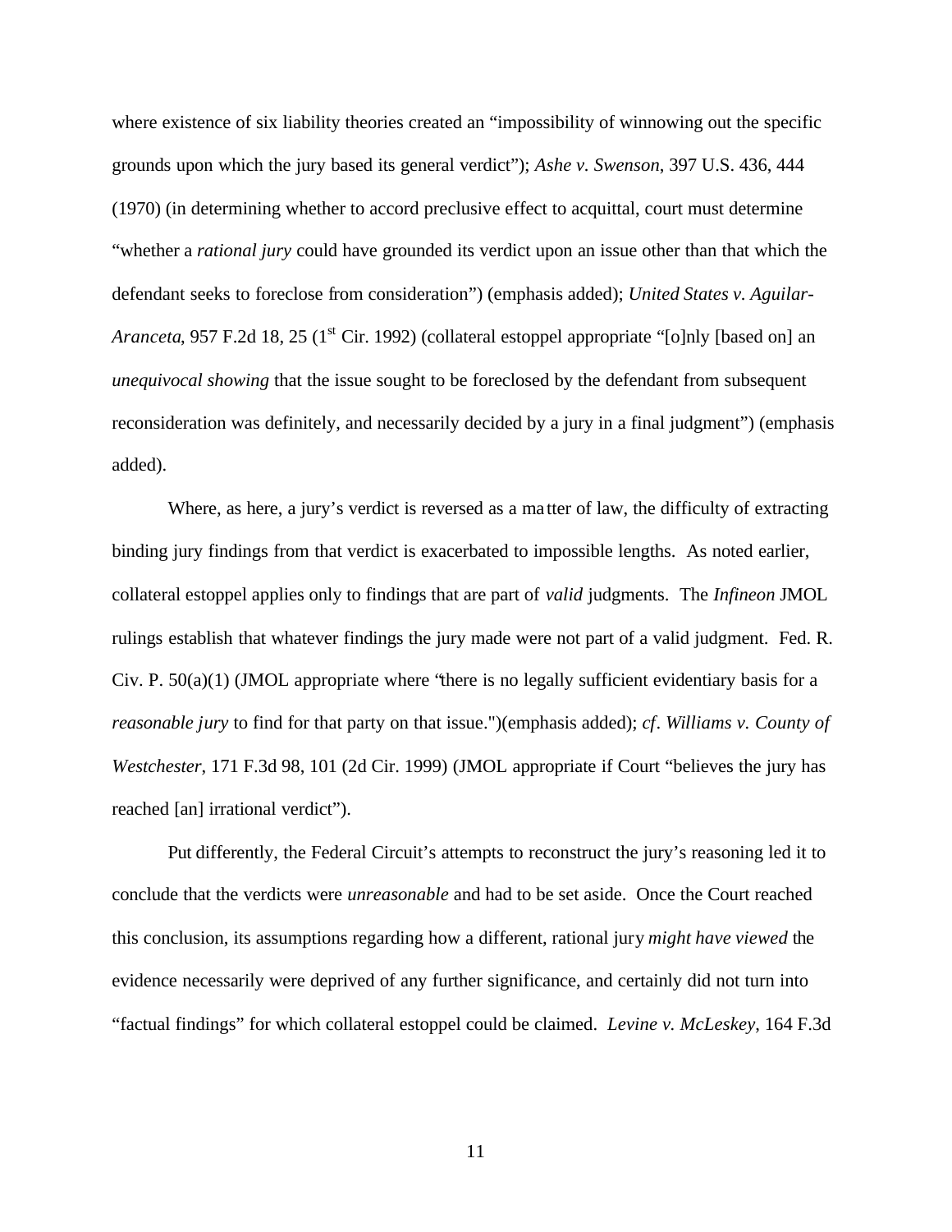where existence of six liability theories created an "impossibility of winnowing out the specific grounds upon which the jury based its general verdict"); *Ashe v. Swenson*, 397 U.S. 436, 444 (1970) (in determining whether to accord preclusive effect to acquittal, court must determine "whether a *rational jury* could have grounded its verdict upon an issue other than that which the defendant seeks to foreclose from consideration") (emphasis added); *United States v. Aguilar-Aranceta*, 957 F.2d 18, 25 (1st Cir. 1992) (collateral estoppel appropriate "[o]nly [based on] an *unequivocal showing* that the issue sought to be foreclosed by the defendant from subsequent reconsideration was definitely, and necessarily decided by a jury in a final judgment") (emphasis added).

Where, as here, a jury's verdict is reversed as a matter of law, the difficulty of extracting binding jury findings from that verdict is exacerbated to impossible lengths. As noted earlier, collateral estoppel applies only to findings that are part of *valid* judgments. The *Infineon* JMOL rulings establish that whatever findings the jury made were not part of a valid judgment. Fed. R. Civ. P. 50(a)(1) (JMOL appropriate where "there is no legally sufficient evidentiary basis for a *reasonable jury* to find for that party on that issue.")(emphasis added); *cf*. *Williams v. County of Westchester*, 171 F.3d 98, 101 (2d Cir. 1999) (JMOL appropriate if Court "believes the jury has reached [an] irrational verdict").

Put differently, the Federal Circuit's attempts to reconstruct the jury's reasoning led it to conclude that the verdicts were *unreasonable* and had to be set aside. Once the Court reached this conclusion, its assumptions regarding how a different, rational jury *might have viewed* the evidence necessarily were deprived of any further significance, and certainly did not turn into "factual findings" for which collateral estoppel could be claimed. *Levine v. McLeskey*, 164 F.3d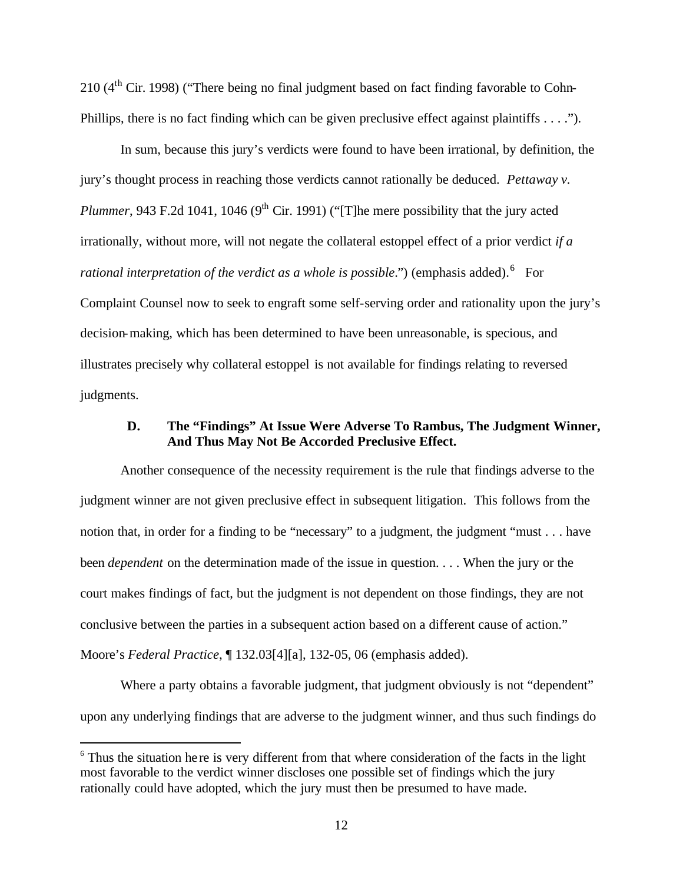210 (4th Cir. 1998) ("There being no final judgment based on fact finding favorable to Cohn-Phillips, there is no fact finding which can be given preclusive effect against plaintiffs . . . .").

In sum, because this jury's verdicts were found to have been irrational, by definition, the jury's thought process in reaching those verdicts cannot rationally be deduced. *Pettaway v. Plummer*, 943 F.2d 1041, 1046 (9th Cir. 1991) ("[T]he mere possibility that the jury acted irrationally, without more, will not negate the collateral estoppel effect of a prior verdict *if a rational interpretation of the verdict as a whole is possible*.") (emphasis added).[6] For Complaint Counsel now to seek to engraft some self-serving order and rationality upon the jury's decision-making, which has been determined to have been unreasonable, is specious, and illustrates precisely why collateral estoppel is not available for findings relating to reversed judgments.

### D. The "Findings" At Issue Were Adverse To Rambus, The Judgment Winner, And Thus May Not Be Accorded Preclusive Effect.

Another consequence of the necessity requirement is the rule that findings adverse to the judgment winner are not given preclusive effect in subsequent litigation. This follows from the notion that, in order for a finding to be "necessary" to a judgment, the judgment "must . . . have been *dependent* on the determination made of the issue in question. . . . When the jury or the court makes findings of fact, but the judgment is not dependent on those findings, they are not conclusive between the parties in a subsequent action based on a different cause of action." Moore's *Federal Practice*, ¶ 132.03[4][a], 132-05, 06 (emphasis added).

Where a party obtains a favorable judgment, that judgment obviously is not "dependent" upon any underlying findings that are adverse to the judgment winner, and thus such findings do

---

[6] Thus the situation here is very different from that where consideration of the facts in the light most favorable to the verdict winner discloses one possible set of findings which the jury rationally could have adopted, which the jury must then be presumed to have made.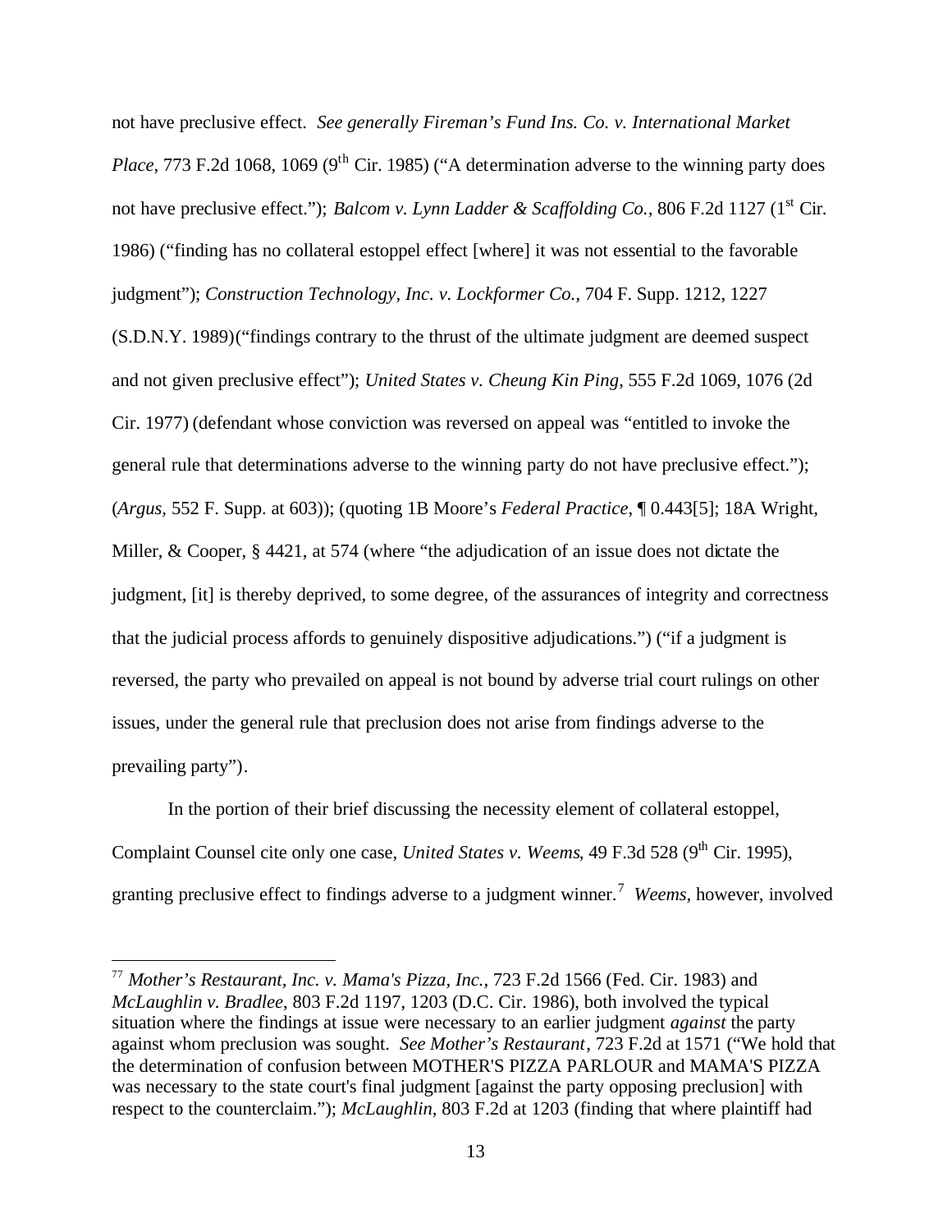not have preclusive effect. *See generally Fireman's Fund Ins. Co. v. International Market Place*, 773 F.2d 1068, 1069 (9th Cir. 1985) ("A determination adverse to the winning party does not have preclusive effect."); *Balcom v. Lynn Ladder & Scaffolding Co.*, 806 F.2d 1127 (1st Cir. 1986) ("finding has no collateral estoppel effect [where] it was not essential to the favorable judgment"); *Construction Technology, Inc. v. Lockformer Co.*, 704 F. Supp. 1212, 1227 (S.D.N.Y. 1989)("findings contrary to the thrust of the ultimate judgment are deemed suspect and not given preclusive effect"); *United States v. Cheung Kin Ping*, 555 F.2d 1069, 1076 (2d Cir. 1977) (defendant whose conviction was reversed on appeal was "entitled to invoke the general rule that determinations adverse to the winning party do not have preclusive effect."); (*Argus*, 552 F. Supp. at 603)); (quoting 1B Moore's *Federal Practice*, ¶ 0.443[5]; 18A Wright, Miller, & Cooper, § 4421, at 574 (where "the adjudication of an issue does not dictate the judgment, [it] is thereby deprived, to some degree, of the assurances of integrity and correctness that the judicial process affords to genuinely dispositive adjudications.") ("if a judgment is reversed, the party who prevailed on appeal is not bound by adverse trial court rulings on other issues, under the general rule that preclusion does not arise from findings adverse to the prevailing party").

In the portion of their brief discussing the necessity element of collateral estoppel, Complaint Counsel cite only one case, *United States v. Weems*, 49 F.3d 528 (9th Cir. 1995), granting preclusive effect to findings adverse to a judgment winner.[7] *Weems*, however, involved

---

[7] *Mother's Restaurant, Inc. v. Mama's Pizza, Inc.*, 723 F.2d 1566 (Fed. Cir. 1983) and *McLaughlin v. Bradlee*, 803 F.2d 1197, 1203 (D.C. Cir. 1986), both involved the typical situation where the findings at issue were necessary to an earlier judgment *against* the party against whom preclusion was sought. *See Mother's Restaurant*, 723 F.2d at 1571 ("We hold that the determination of confusion between MOTHER'S PIZZA PARLOUR and MAMA'S PIZZA was necessary to the state court's final judgment [against the party opposing preclusion] with respect to the counterclaim."); *McLaughlin*, 803 F.2d at 1203 (finding that where plaintiff had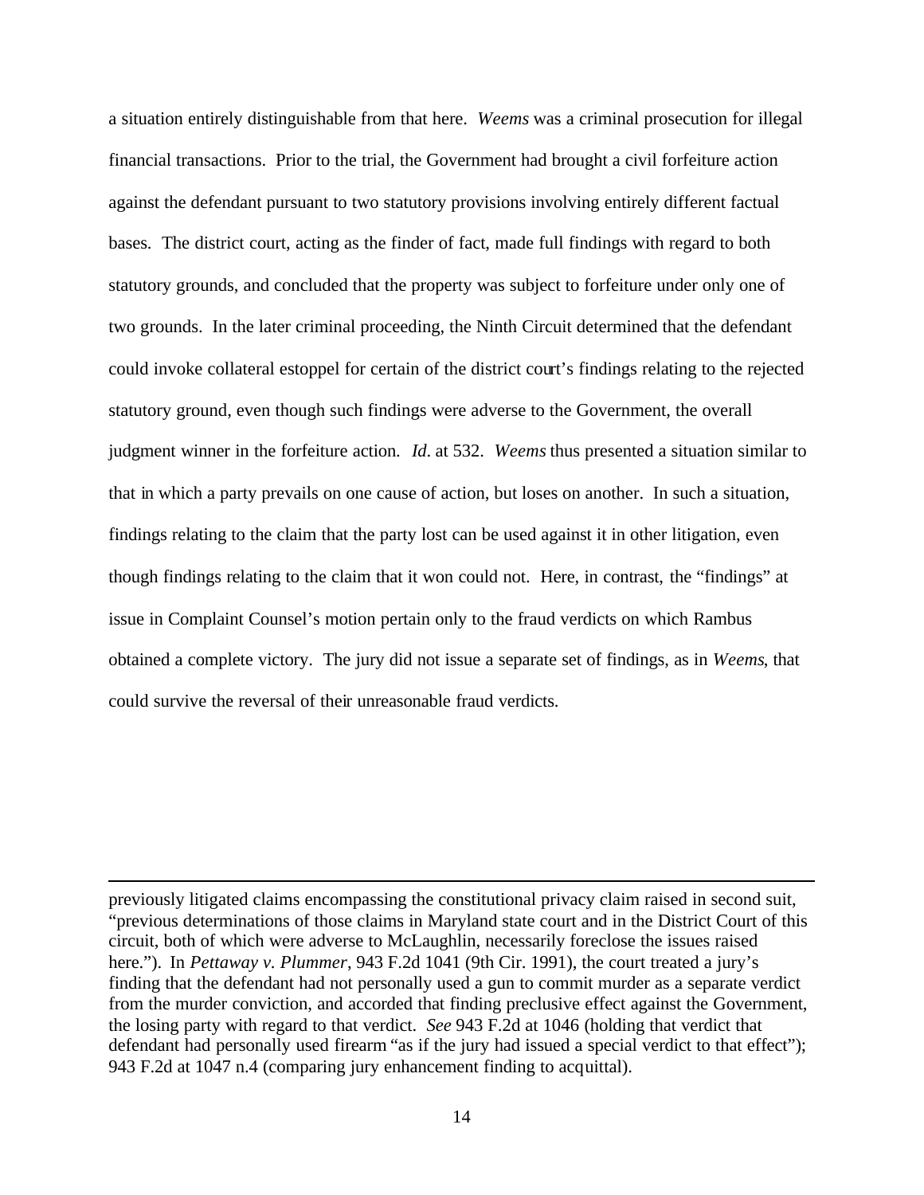a situation entirely distinguishable from that here. *Weems* was a criminal prosecution for illegal financial transactions. Prior to the trial, the Government had brought a civil forfeiture action against the defendant pursuant to two statutory provisions involving entirely different factual bases. The district court, acting as the finder of fact, made full findings with regard to both statutory grounds, and concluded that the property was subject to forfeiture under only one of two grounds. In the later criminal proceeding, the Ninth Circuit determined that the defendant could invoke collateral estoppel for certain of the district court's findings relating to the rejected statutory ground, even though such findings were adverse to the Government, the overall judgment winner in the forfeiture action. *Id.* at 532. *Weems* thus presented a situation similar to that in which a party prevails on one cause of action, but loses on another. In such a situation, findings relating to the claim that the party lost can be used against it in other litigation, even though findings relating to the claim that it won could not. Here, in contrast, the "findings" at issue in Complaint Counsel's motion pertain only to the fraud verdicts on which Rambus obtained a complete victory. The jury did not issue a separate set of findings, as in *Weems*, that could survive the reversal of their unreasonable fraud verdicts.

---

previously litigated claims encompassing the constitutional privacy claim raised in second suit, "previous determinations of those claims in Maryland state court and in the District Court of this circuit, both of which were adverse to McLaughlin, necessarily foreclose the issues raised here."). In *Pettaway v. Plummer*, 943 F.2d 1041 (9th Cir. 1991), the court treated a jury's finding that the defendant had not personally used a gun to commit murder as a separate verdict from the murder conviction, and accorded that finding preclusive effect against the Government, the losing party with regard to that verdict. *See* 943 F.2d at 1046 (holding that verdict that defendant had personally used firearm "as if the jury had issued a special verdict to that effect"); 943 F.2d at 1047 n.4 (comparing jury enhancement finding to acquittal).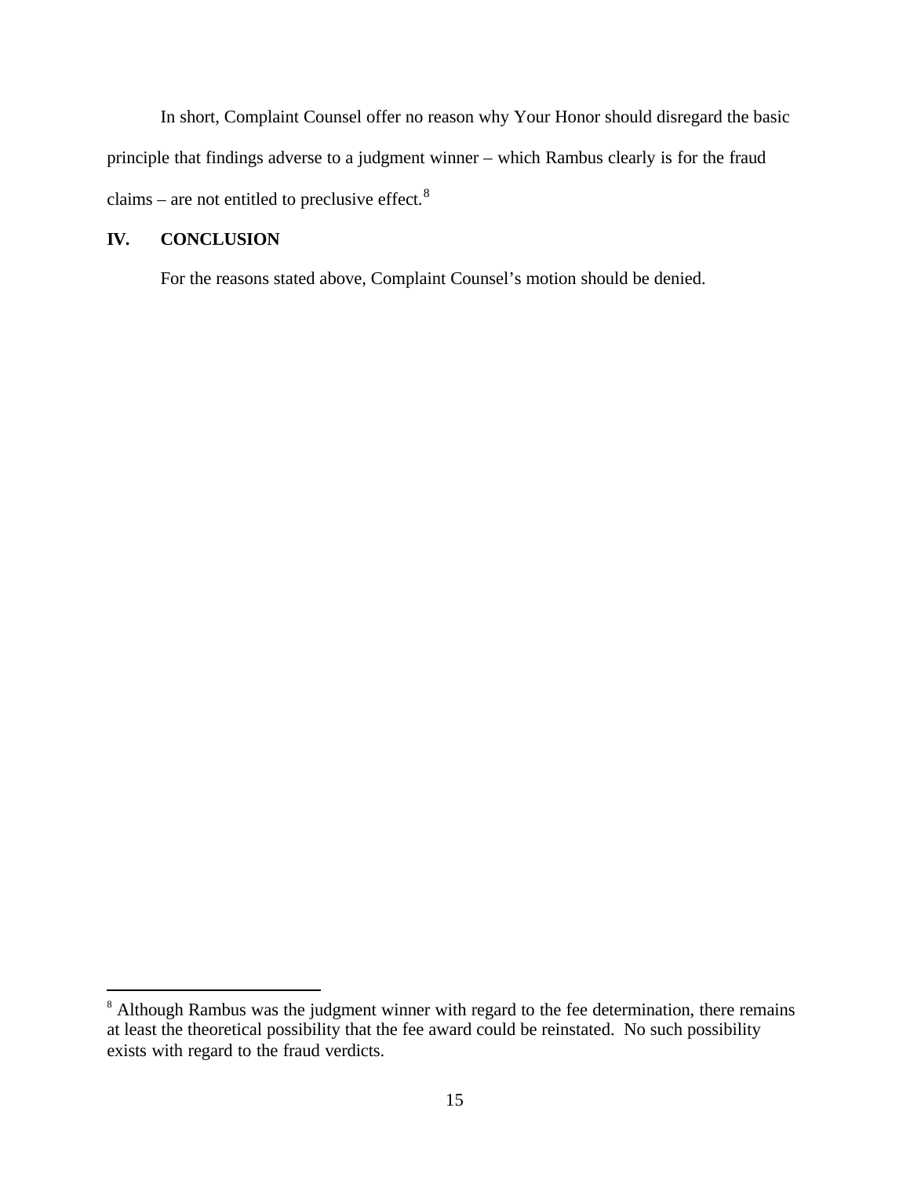In short, Complaint Counsel offer no reason why Your Honor should disregard the basic principle that findings adverse to a judgment winner – which Rambus clearly is for the fraud claims – are not entitled to preclusive effect.[8]

## IV. CONCLUSION

For the reasons stated above, Complaint Counsel's motion should be denied.

---

[8] Although Rambus was the judgment winner with regard to the fee determination, there remains at least the theoretical possibility that the fee award could be reinstated. No such possibility exists with regard to the fraud verdicts.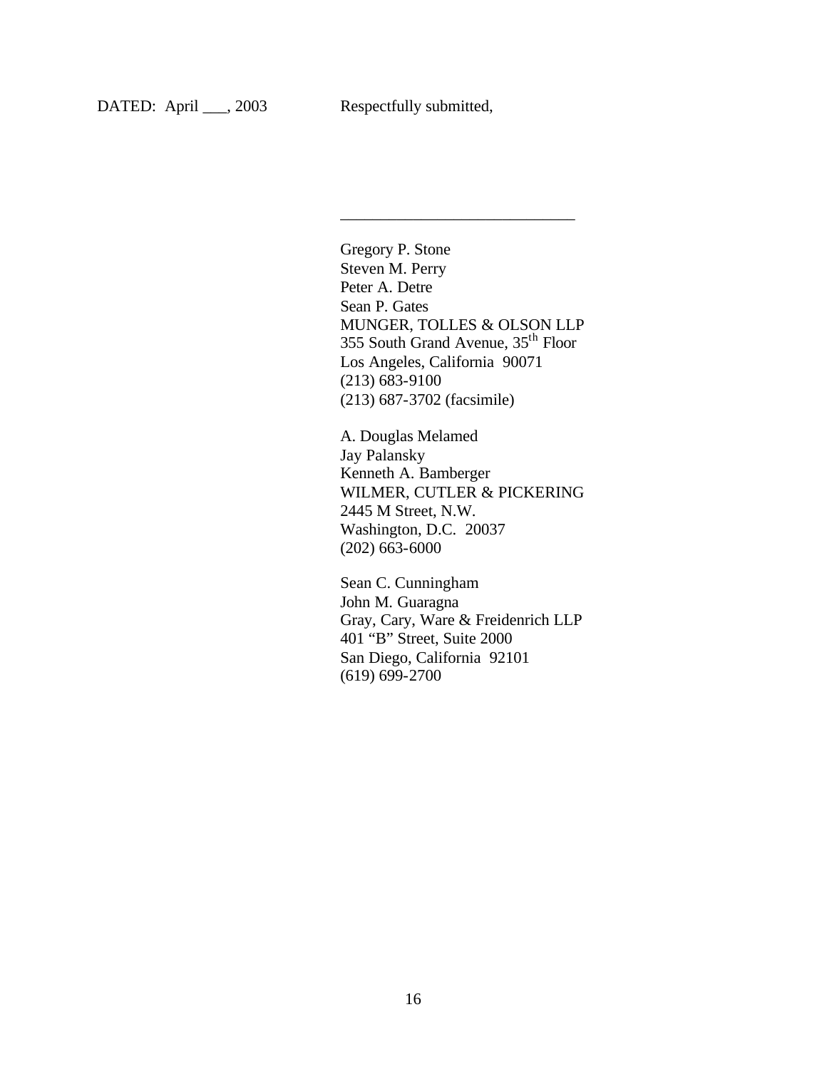DATED: April ___, 2003 Respectfully submitted,

\_\_\_\_\_\_\_\_\_\_\_\_\_\_\_\_\_\_\_\_\_\_\_\_\_\_\_\_\_\_

Gregory P. Stone
Steven M. Perry
Peter A. Detre
Sean P. Gates
MUNGER, TOLLES & OLSON LLP
355 South Grand Avenue, 35th Floor
Los Angeles, California 90071
(213) 683-9100
(213) 687-3702 (facsimile)

A. Douglas Melamed
Jay Palansky
Kenneth A. Bamberger
WILMER, CUTLER & PICKERING
2445 M Street, N.W.
Washington, D.C. 20037
(202) 663-6000

Sean C. Cunningham
John M. Guaragna
Gray, Cary, Ware & Freidenrich LLP
401 "B" Street, Suite 2000
San Diego, California 92101
(619) 699-2700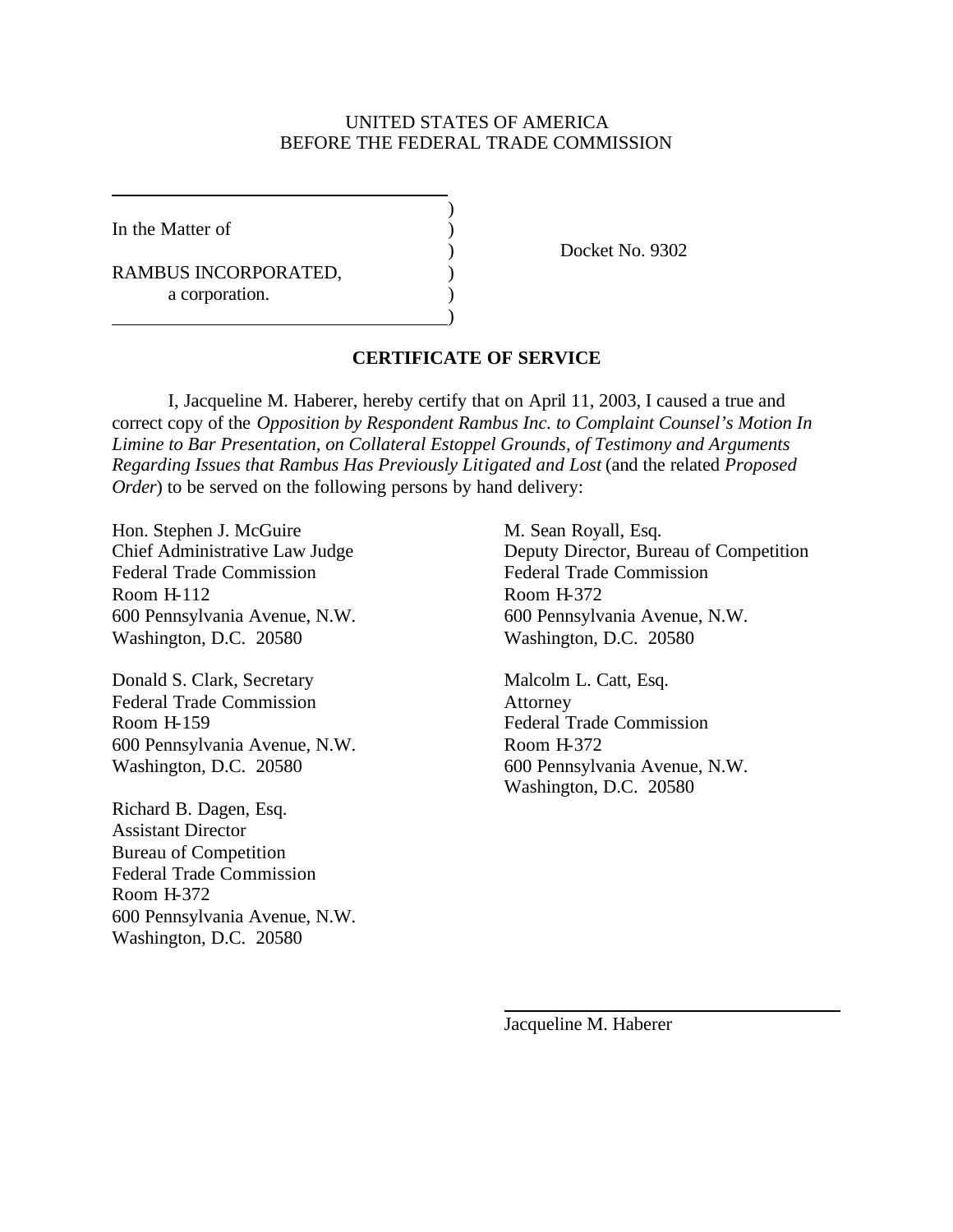UNITED STATES OF AMERICA
BEFORE THE FEDERAL TRADE COMMISSION

In the Matter of

RAMBUS INCORPORATED,
a corporation.

Docket No. 9302

**CERTIFICATE OF SERVICE**

I, Jacqueline M. Haberer, hereby certify that on April 11, 2003, I caused a true and correct copy of the *Opposition by Respondent Rambus Inc. to Complaint Counsel's Motion In Limine to Bar Presentation, on Collateral Estoppel Grounds, of Testimony and Arguments Regarding Issues that Rambus Has Previously Litigated and Lost* (and the related *Proposed Order*) to be served on the following persons by hand delivery:

Hon. Stephen J. McGuire
Chief Administrative Law Judge
Federal Trade Commission
Room H-112
600 Pennsylvania Avenue, N.W.
Washington, D.C. 20580

Donald S. Clark, Secretary
Federal Trade Commission
Room H-159
600 Pennsylvania Avenue, N.W.
Washington, D.C. 20580

Richard B. Dagen, Esq.
Assistant Director
Bureau of Competition
Federal Trade Commission
Room H-372
600 Pennsylvania Avenue, N.W.
Washington, D.C. 20580

M. Sean Royall, Esq.
Deputy Director, Bureau of Competition
Federal Trade Commission
Room H-372
600 Pennsylvania Avenue, N.W.
Washington, D.C. 20580

Malcolm L. Catt, Esq.
Attorney
Federal Trade Commission
Room H-372
600 Pennsylvania Avenue, N.W.
Washington, D.C. 20580

Jacqueline M. Haberer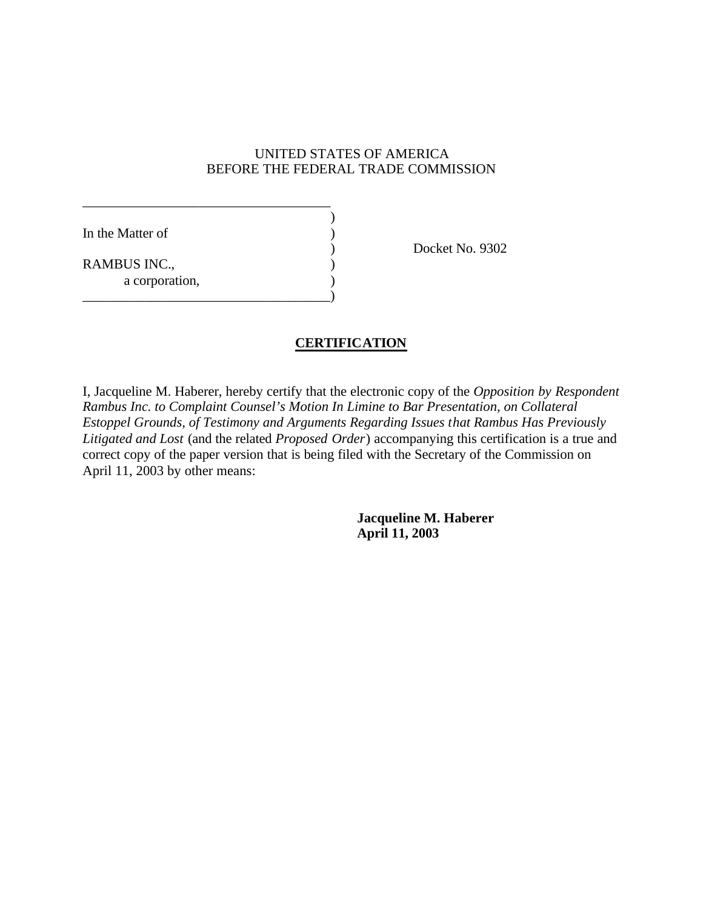UNITED STATES OF AMERICA
BEFORE THE FEDERAL TRADE COMMISSION

| | |
|---|---|
| In the Matter of<br><br>RAMBUS INC.,<br>a corporation, | Docket No. 9302 |

## CERTIFICATION

I, Jacqueline M. Haberer, hereby certify that the electronic copy of the *Opposition by Respondent Rambus Inc. to Complaint Counsel's Motion In Limine to Bar Presentation, on Collateral Estoppel Grounds, of Testimony and Arguments Regarding Issues that Rambus Has Previously Litigated and Lost* (and the related *Proposed Order*) accompanying this certification is a true and correct copy of the paper version that is being filed with the Secretary of the Commission on April 11, 2003 by other means:

**Jacqueline M. Haberer**
**April 11, 2003**